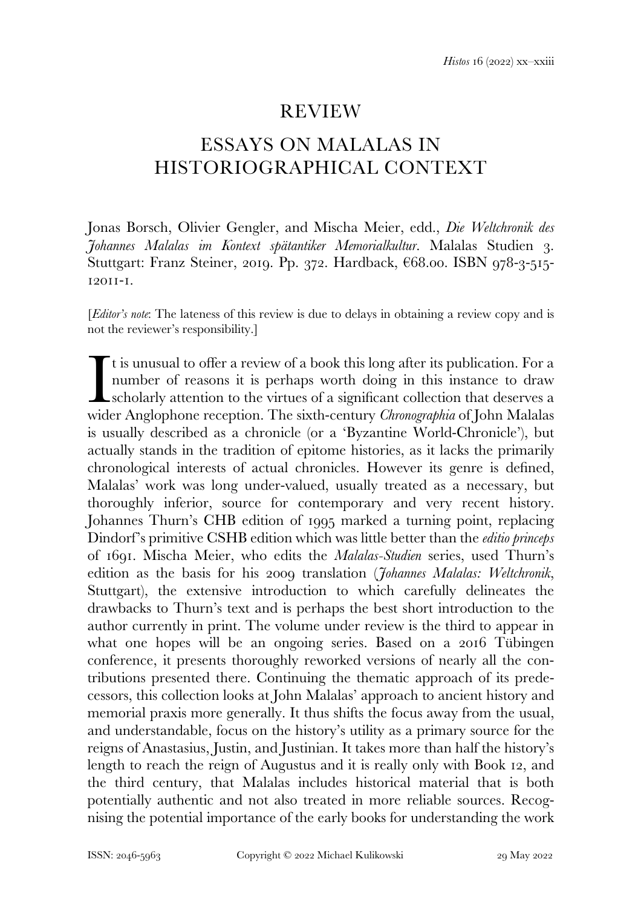# REVIEW

## ESSAYS ON MALALAS IN HISTORIOGRAPHICAL CONTEXT

Jonas Borsch, Olivier Gengler, and Mischa Meier, edd., *Die Weltchronik des Johannes Malalas im Kontext spätantiker Memorialkultur*. Malalas Studien 3. Stuttgart: Franz Steiner, 2019. Pp. 372. Hardback, €68.00. ISBN 978-3-515-12011-1.

[*Editor's note*: The lateness of this review is due to delays in obtaining a review copy and is not the reviewer's responsibility.]

It is unusual to offer a review of a book this long after its publication. For a number of reasons it is perhaps worth doing in this instance to draw scholarly attention to the virtues of a significant collection that deserves a wider Anglophone reception. The sixth-century *Chronographia* of John Malalas is usually described as a chronicle (or a 'Byzantine World-Chronicle'), but actually stands in the tradition of epitome histories, as it lacks the primarily chronological interests of actual chronicles. However its genre is defined, Malalas' work was long under-valued, usually treated as a necessary, but thoroughly inferior, source for contemporary and very recent history. Johannes Thurn's CHB edition of 1995 marked a turning point, replacing Dindorf's primitive CSHB edition which was little better than the *editio princeps* of 1691. Mischa Meier, who edits the *Malalas-Studien* series, used Thurn's edition as the basis for his 2009 translation (*Johannes Malalas: Weltchronik*, Stuttgart), the extensive introduction to which carefully delineates the drawbacks to Thurn's text and is perhaps the best short introduction to the author currently in print. The volume under review is the third to appear in what one hopes will be an ongoing series. Based on a 2016 Tübingen conference, it presents thoroughly reworked versions of nearly all the contributions presented there. Continuing the thematic approach of its predecessors, this collection looks at John Malalas' approach to ancient history and memorial praxis more generally. It thus shifts the focus away from the usual, and understandable, focus on the history's utility as a primary source for the reigns of Anastasius, Justin, and Justinian. It takes more than half the history's length to reach the reign of Augustus and it is really only with Book 12, and the third century, that Malalas includes historical material that is both potentially authentic and not also treated in more reliable sources. Recognising the potential importance of the early books for understanding the work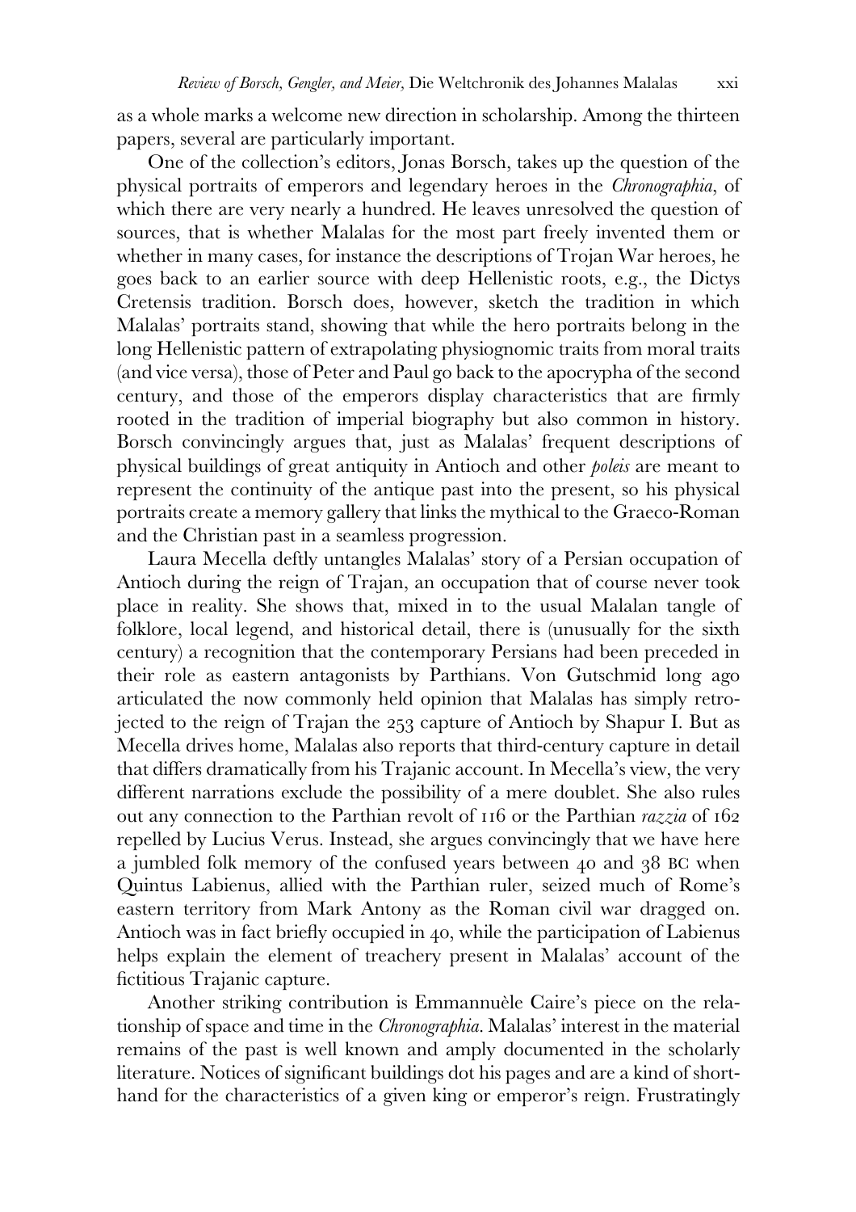as a whole marks a welcome new direction in scholarship. Among the thirteen papers, several are particularly important.

One of the collection's editors, Jonas Borsch, takes up the question of the physical portraits of emperors and legendary heroes in the *Chronographia*, of which there are very nearly a hundred. He leaves unresolved the question of sources, that is whether Malalas for the most part freely invented them or whether in many cases, for instance the descriptions of Trojan War heroes, he goes back to an earlier source with deep Hellenistic roots, e.g., the Dictys Cretensis tradition. Borsch does, however, sketch the tradition in which Malalas' portraits stand, showing that while the hero portraits belong in the long Hellenistic pattern of extrapolating physiognomic traits from moral traits (and vice versa), those of Peter and Paul go back to the apocrypha of the second century, and those of the emperors display characteristics that are firmly rooted in the tradition of imperial biography but also common in history. Borsch convincingly argues that, just as Malalas' frequent descriptions of physical buildings of great antiquity in Antioch and other *poleis* are meant to represent the continuity of the antique past into the present, so his physical portraits create a memory gallery that links the mythical to the Graeco-Roman and the Christian past in a seamless progression.

Laura Mecella deftly untangles Malalas' story of a Persian occupation of Antioch during the reign of Trajan, an occupation that of course never took place in reality. She shows that, mixed in to the usual Malalan tangle of folklore, local legend, and historical detail, there is (unusually for the sixth century) a recognition that the contemporary Persians had been preceded in their role as eastern antagonists by Parthians. Von Gutschmid long ago articulated the now commonly held opinion that Malalas has simply retrojected to the reign of Trajan the 253 capture of Antioch by Shapur I. But as Mecella drives home, Malalas also reports that third-century capture in detail that differs dramatically from his Trajanic account. In Mecella's view, the very different narrations exclude the possibility of a mere doublet. She also rules out any connection to the Parthian revolt of 116 or the Parthian *razzia* of 162 repelled by Lucius Verus. Instead, she argues convincingly that we have here a jumbled folk memory of the confused years between 40 and 38 BC when Quintus Labienus, allied with the Parthian ruler, seized much of Rome's eastern territory from Mark Antony as the Roman civil war dragged on. Antioch was in fact briefly occupied in 40, while the participation of Labienus helps explain the element of treachery present in Malalas' account of the fictitious Trajanic capture.

Another striking contribution is Emmannuèle Caire's piece on the relationship of space and time in the *Chronographia*. Malalas' interest in the material remains of the past is well known and amply documented in the scholarly literature. Notices of significant buildings dot his pages and are a kind of shorthand for the characteristics of a given king or emperor's reign. Frustratingly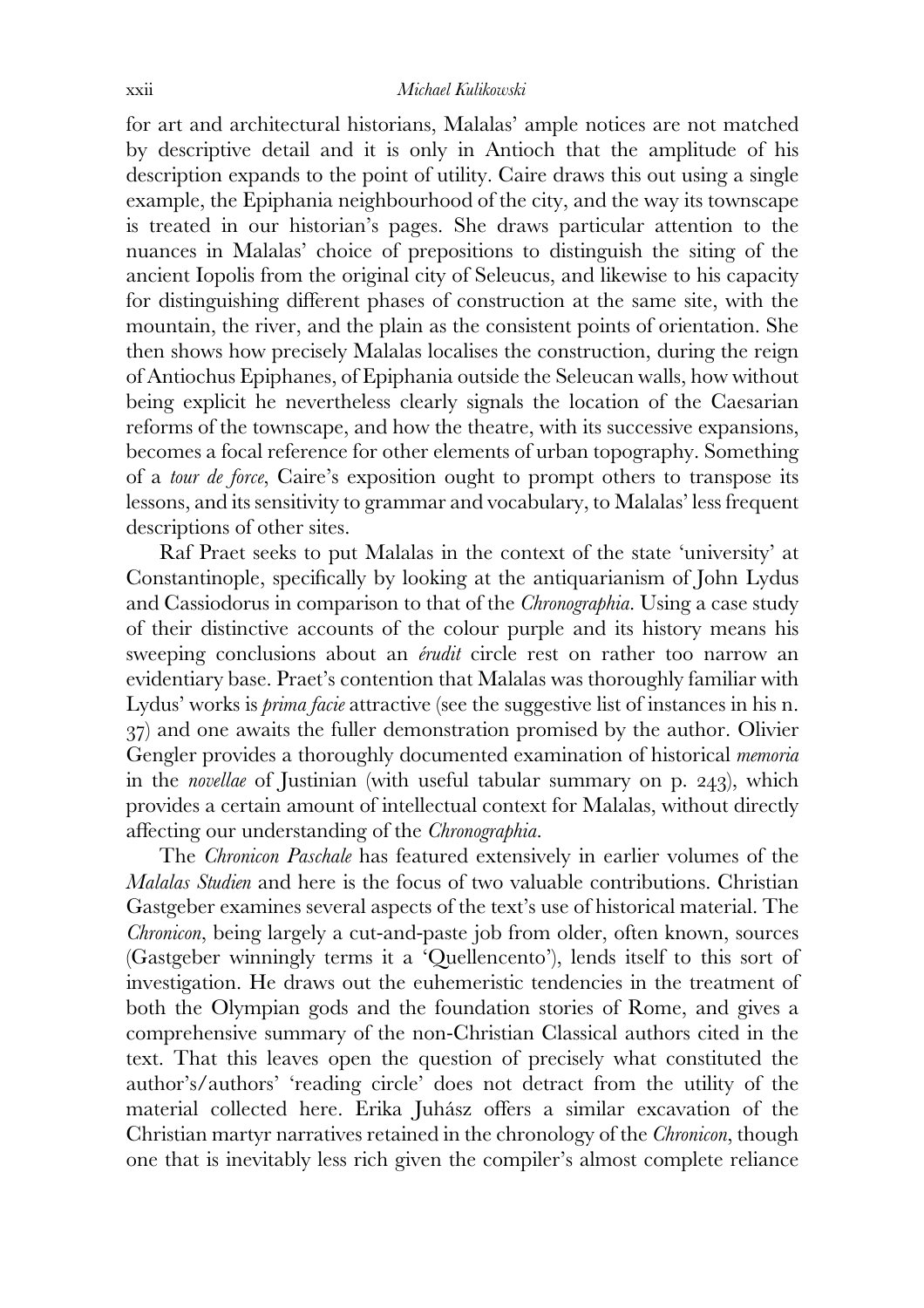for art and architectural historians, Malalas' ample notices are not matched by descriptive detail and it is only in Antioch that the amplitude of his description expands to the point of utility. Caire draws this out using a single example, the Epiphania neighbourhood of the city, and the way its townscape is treated in our historian's pages. She draws particular attention to the nuances in Malalas' choice of prepositions to distinguish the siting of the ancient Iopolis from the original city of Seleucus, and likewise to his capacity for distinguishing different phases of construction at the same site, with the mountain, the river, and the plain as the consistent points of orientation. She then shows how precisely Malalas localises the construction, during the reign of Antiochus Epiphanes, of Epiphania outside the Seleucan walls, how without being explicit he nevertheless clearly signals the location of the Caesarian reforms of the townscape, and how the theatre, with its successive expansions, becomes a focal reference for other elements of urban topography. Something of a *tour de force*, Caire's exposition ought to prompt others to transpose its lessons, and its sensitivity to grammar and vocabulary, to Malalas' less frequent descriptions of other sites.

Raf Praet seeks to put Malalas in the context of the state 'university' at Constantinople, specifically by looking at the antiquarianism of John Lydus and Cassiodorus in comparison to that of the *Chronographia*. Using a case study of their distinctive accounts of the colour purple and its history means his sweeping conclusions about an *érudit* circle rest on rather too narrow an evidentiary base. Praet's contention that Malalas was thoroughly familiar with Lydus' works is *prima facie* attractive (see the suggestive list of instances in his n. 37) and one awaits the fuller demonstration promised by the author. Olivier Gengler provides a thoroughly documented examination of historical *memoria* in the *novellae* of Justinian (with useful tabular summary on p. 243), which provides a certain amount of intellectual context for Malalas, without directly affecting our understanding of the *Chronographia*.

The *Chronicon Paschale* has featured extensively in earlier volumes of the *Malalas Studien* and here is the focus of two valuable contributions. Christian Gastgeber examines several aspects of the text's use of historical material. The *Chronicon*, being largely a cut-and-paste job from older, often known, sources (Gastgeber winningly terms it a 'Quellencento'), lends itself to this sort of investigation. He draws out the euhemeristic tendencies in the treatment of both the Olympian gods and the foundation stories of Rome, and gives a comprehensive summary of the non-Christian Classical authors cited in the text. That this leaves open the question of precisely what constituted the author's/authors' 'reading circle' does not detract from the utility of the material collected here. Erika Juhász offers a similar excavation of the Christian martyr narratives retained in the chronology of the *Chronicon*, though one that is inevitably less rich given the compiler's almost complete reliance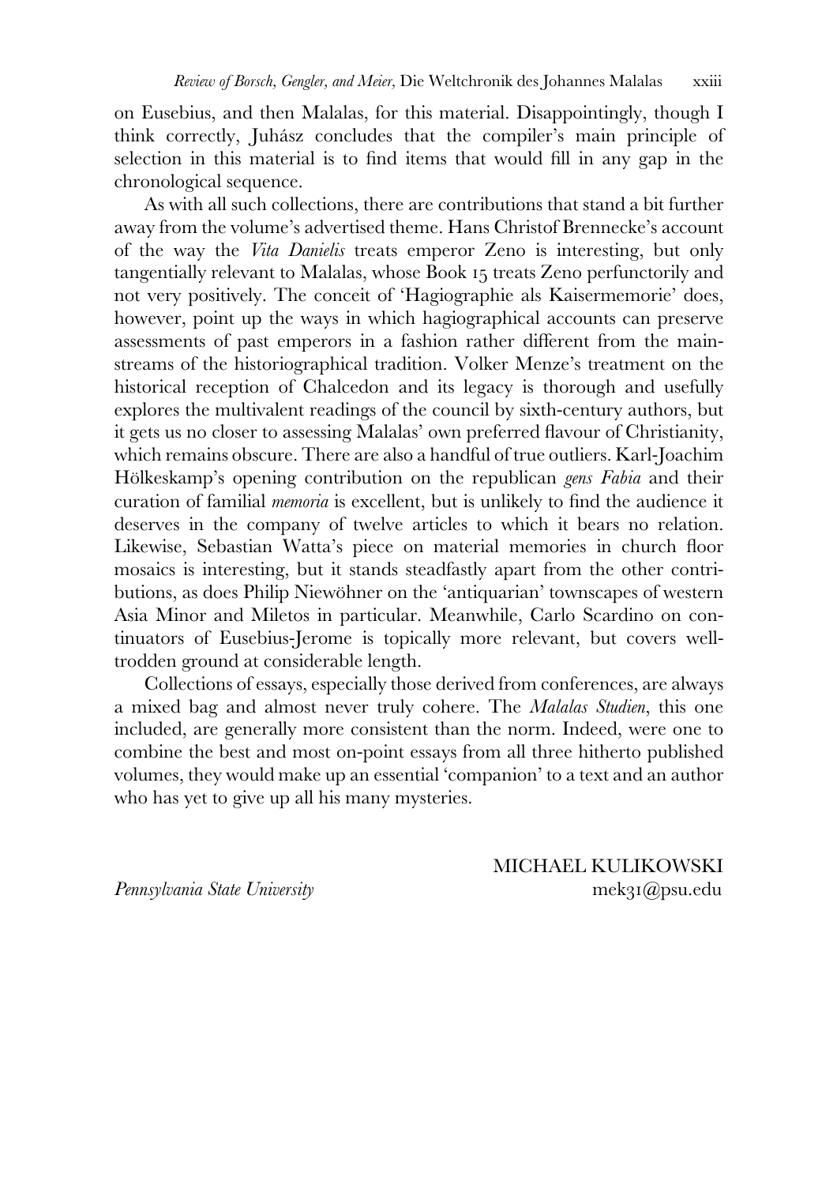on Eusebius, and then Malalas, for this material. Disappointingly, though I think correctly, Juhász concludes that the compiler's main principle of selection in this material is to find items that would fill in any gap in the chronological sequence.

As with all such collections, there are contributions that stand a bit further away from the volume's advertised theme. Hans Christof Brennecke's account of the way the *Vita Danielis* treats emperor Zeno is interesting, but only tangentially relevant to Malalas, whose Book 15 treats Zeno perfunctorily and not very positively. The conceit of 'Hagiographie als Kaisermemorie' does, however, point up the ways in which hagiographical accounts can preserve assessments of past emperors in a fashion rather different from the mainstreams of the historiographical tradition. Volker Menze's treatment on the historical reception of Chalcedon and its legacy is thorough and usefully explores the multivalent readings of the council by sixth-century authors, but it gets us no closer to assessing Malalas' own preferred flavour of Christianity, which remains obscure. There are also a handful of true outliers. Karl-Joachim Hölkeskamp's opening contribution on the republican *gens Fabia* and their curation of familial *memoria* is excellent, but is unlikely to find the audience it deserves in the company of twelve articles to which it bears no relation. Likewise, Sebastian Watta's piece on material memories in church floor mosaics is interesting, but it stands steadfastly apart from the other contributions, as does Philip Niewöhner on the 'antiquarian' townscapes of western Asia Minor and Miletos in particular. Meanwhile, Carlo Scardino on continuators of Eusebius-Jerome is topically more relevant, but covers well-trodden ground at considerable length.

Collections of essays, especially those derived from conferences, are always a mixed bag and almost never truly cohere. The *Malalas Studien*, this one included, are generally more consistent than the norm. Indeed, were one to combine the best and most on-point essays from all three hitherto published volumes, they would make up an essential 'companion' to a text and an author who has yet to give up all his many mysteries.

MICHAEL KULIKOWSKI

*Pennsylvania State University* mek31@psu.edu